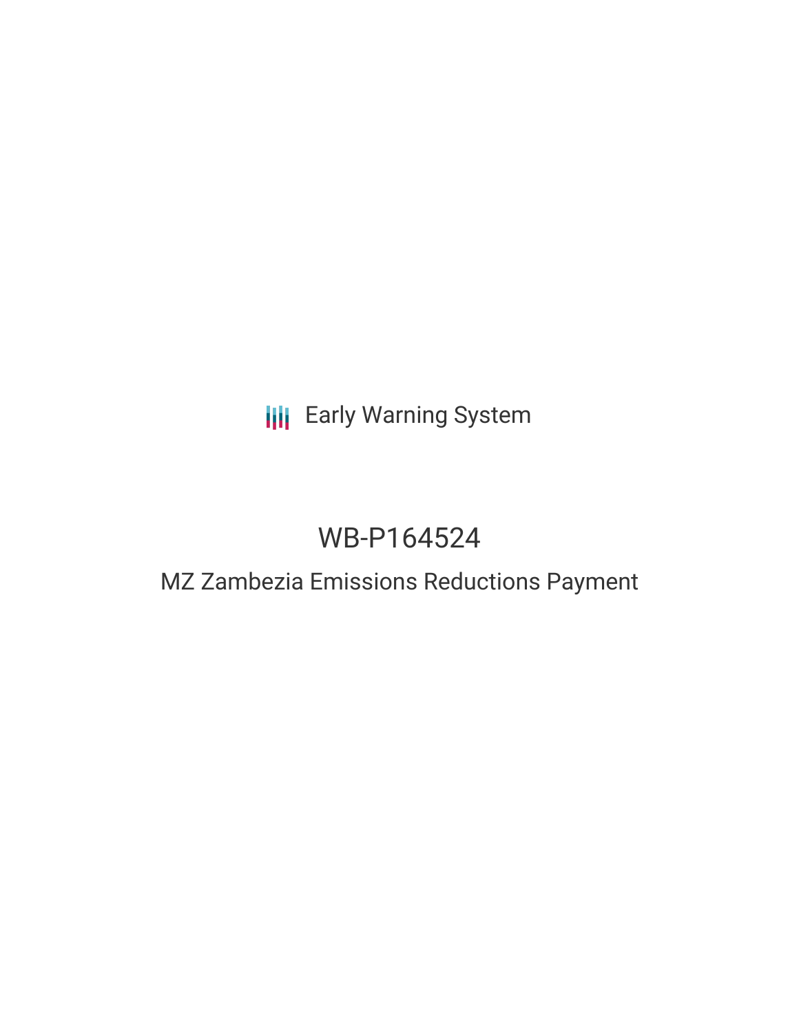Early Warning System

# WB-P164524

## MZ Zambezia Emissions Reductions Payment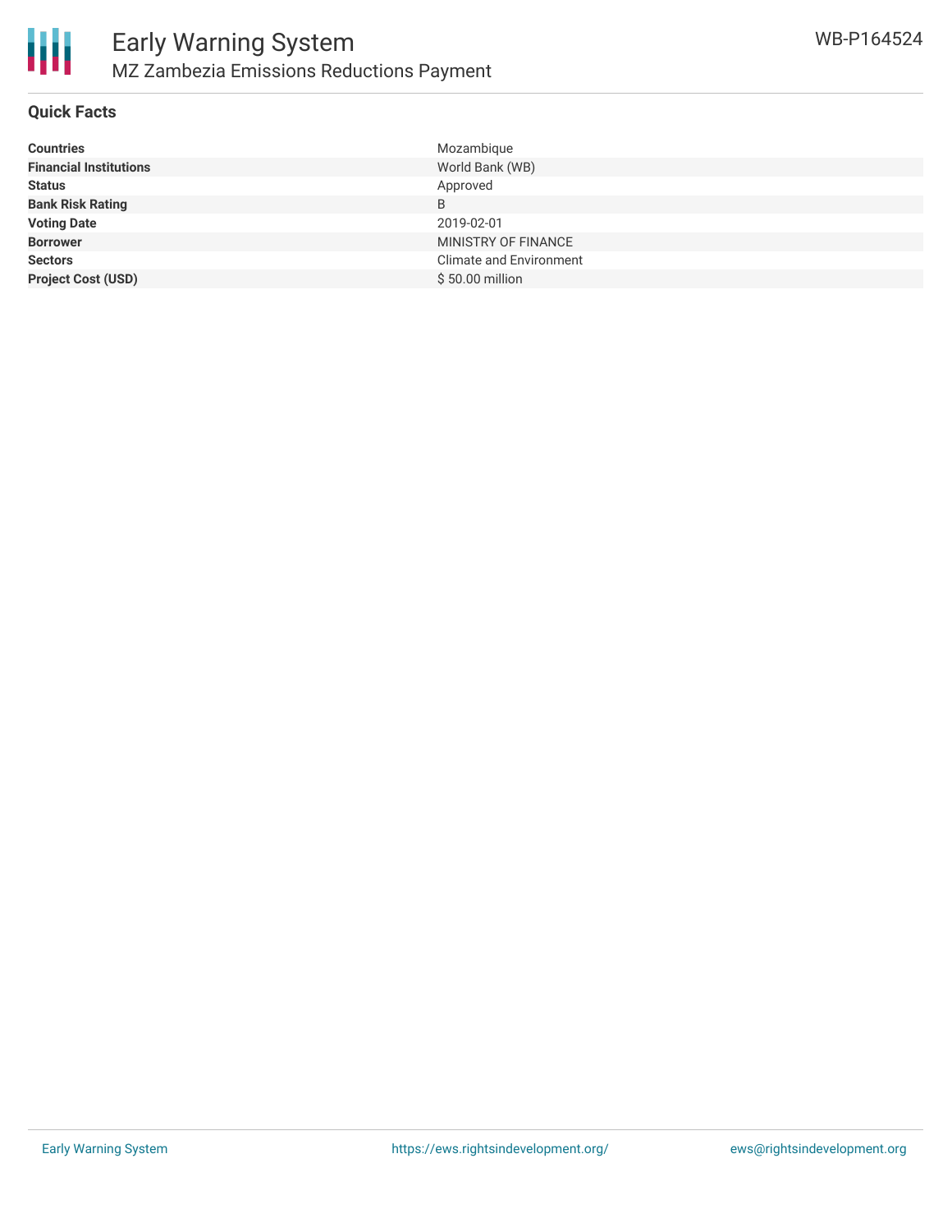# Early Warning System

## MZ Zambezia Emissions Reductions Payment

WB-P164524

### Quick Facts

| | |
|---|---|
| **Countries** | Mozambique |
| **Financial Institutions** | World Bank (WB) |
| **Status** | Approved |
| **Bank Risk Rating** | B |
| **Voting Date** | 2019-02-01 |
| **Borrower** | MINISTRY OF FINANCE |
| **Sectors** | Climate and Environment |
| **Project Cost (USD)** | $ 50.00 million |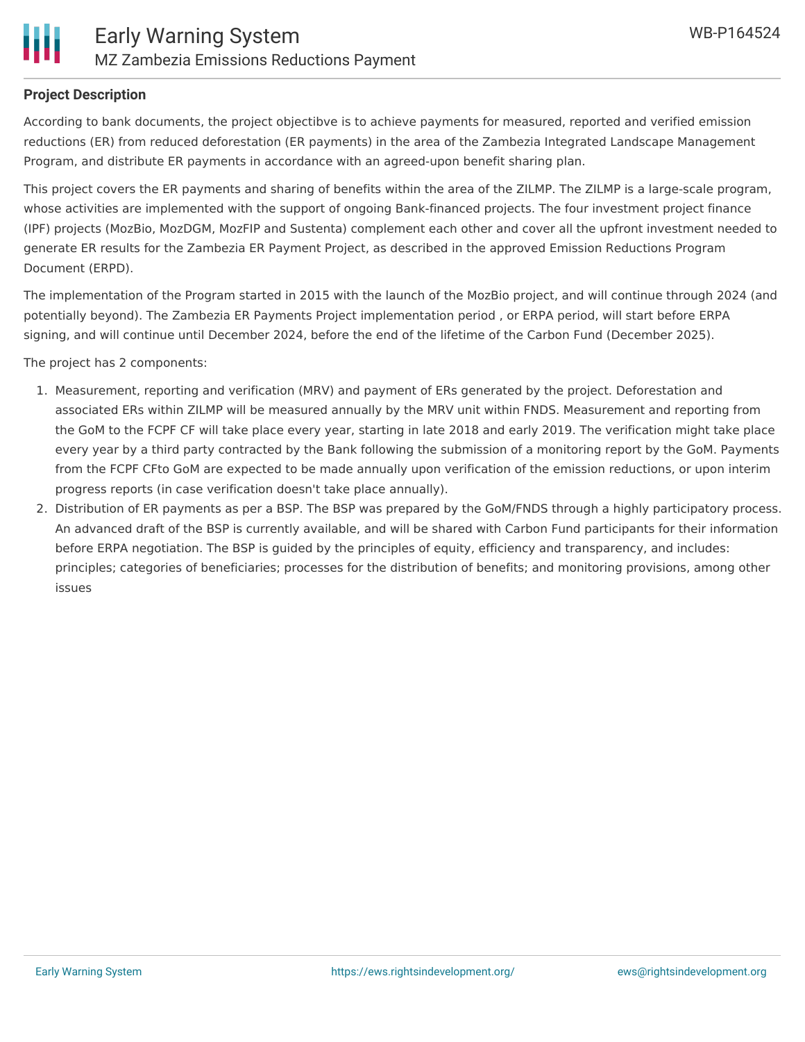**Project Description**

According to bank documents, the project objectibve is to achieve payments for measured, reported and verified emission reductions (ER) from reduced deforestation (ER payments) in the area of the Zambezia Integrated Landscape Management Program, and distribute ER payments in accordance with an agreed-upon benefit sharing plan.

This project covers the ER payments and sharing of benefits within the area of the ZILMP. The ZILMP is a large-scale program, whose activities are implemented with the support of ongoing Bank-financed projects. The four investment project finance (IPF) projects (MozBio, MozDGM, MozFIP and Sustenta) complement each other and cover all the upfront investment needed to generate ER results for the Zambezia ER Payment Project, as described in the approved Emission Reductions Program Document (ERPD).

The implementation of the Program started in 2015 with the launch of the MozBio project, and will continue through 2024 (and potentially beyond). The Zambezia ER Payments Project implementation period , or ERPA period, will start before ERPA signing, and will continue until December 2024, before the end of the lifetime of the Carbon Fund (December 2025).

The project has 2 components:

1. Measurement, reporting and verification (MRV) and payment of ERs generated by the project. Deforestation and associated ERs within ZILMP will be measured annually by the MRV unit within FNDS. Measurement and reporting from the GoM to the FCPF CF will take place every year, starting in late 2018 and early 2019. The verification might take place every year by a third party contracted by the Bank following the submission of a monitoring report by the GoM. Payments from the FCPF CFto GoM are expected to be made annually upon verification of the emission reductions, or upon interim progress reports (in case verification doesn't take place annually).
2. Distribution of ER payments as per a BSP. The BSP was prepared by the GoM/FNDS through a highly participatory process. An advanced draft of the BSP is currently available, and will be shared with Carbon Fund participants for their information before ERPA negotiation. The BSP is guided by the principles of equity, efficiency and transparency, and includes: principles; categories of beneficiaries; processes for the distribution of benefits; and monitoring provisions, among other issues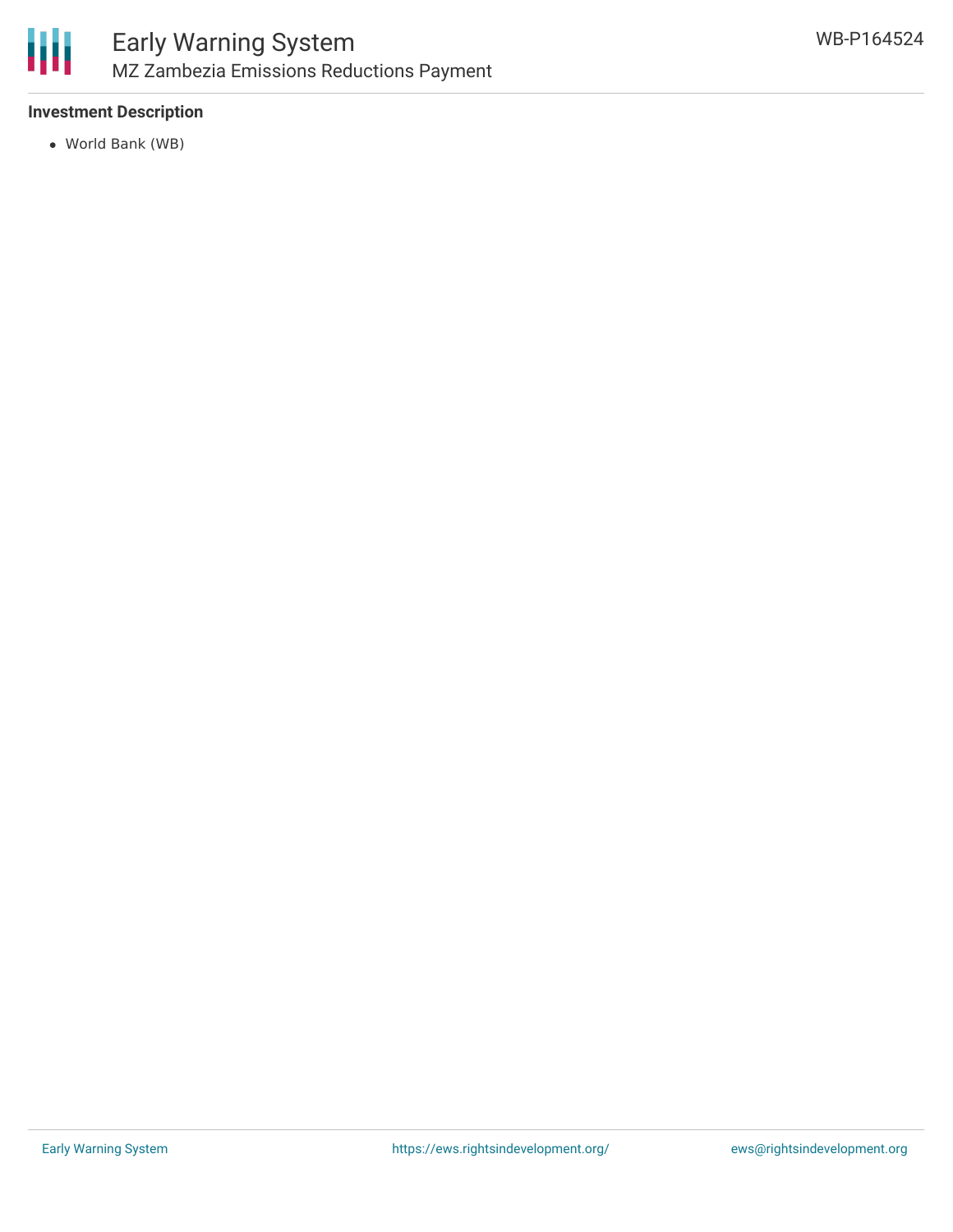## Investment Description

- World Bank (WB)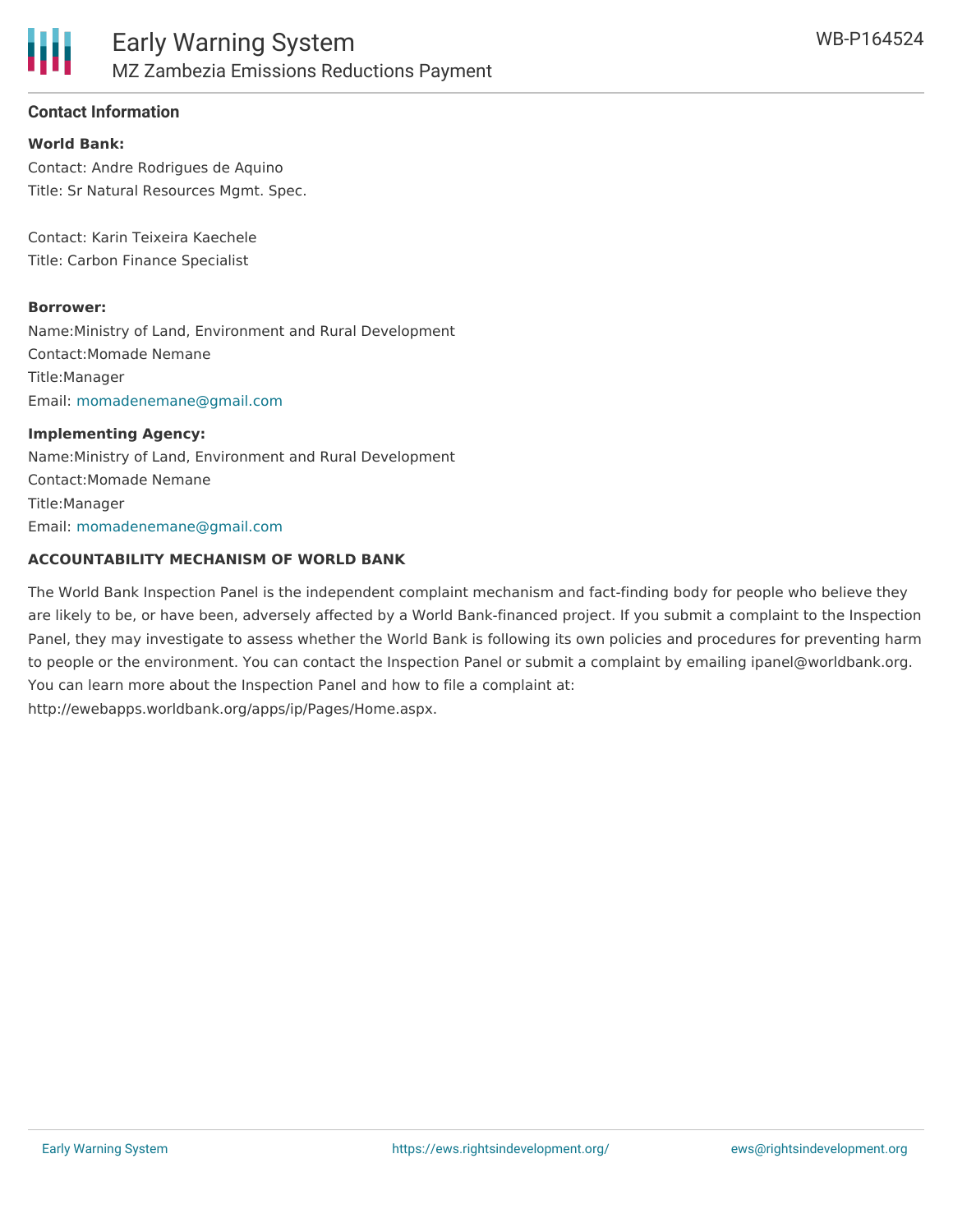## Contact Information

**World Bank:**

Contact: Andre Rodrigues de Aquino
Title: Sr Natural Resources Mgmt. Spec.

Contact: Karin Teixeira Kaechele
Title: Carbon Finance Specialist

**Borrower:**

Name:Ministry of Land, Environment and Rural Development
Contact:Momade Nemane
Title:Manager
Email: momadenemane@gmail.com

**Implementing Agency:**

Name:Ministry of Land, Environment and Rural Development
Contact:Momade Nemane
Title:Manager
Email: momadenemane@gmail.com

**ACCOUNTABILITY MECHANISM OF WORLD BANK**

The World Bank Inspection Panel is the independent complaint mechanism and fact-finding body for people who believe they are likely to be, or have been, adversely affected by a World Bank-financed project. If you submit a complaint to the Inspection Panel, they may investigate to assess whether the World Bank is following its own policies and procedures for preventing harm to people or the environment. You can contact the Inspection Panel or submit a complaint by emailing ipanel@worldbank.org. You can learn more about the Inspection Panel and how to file a complaint at: http://ewebapps.worldbank.org/apps/ip/Pages/Home.aspx.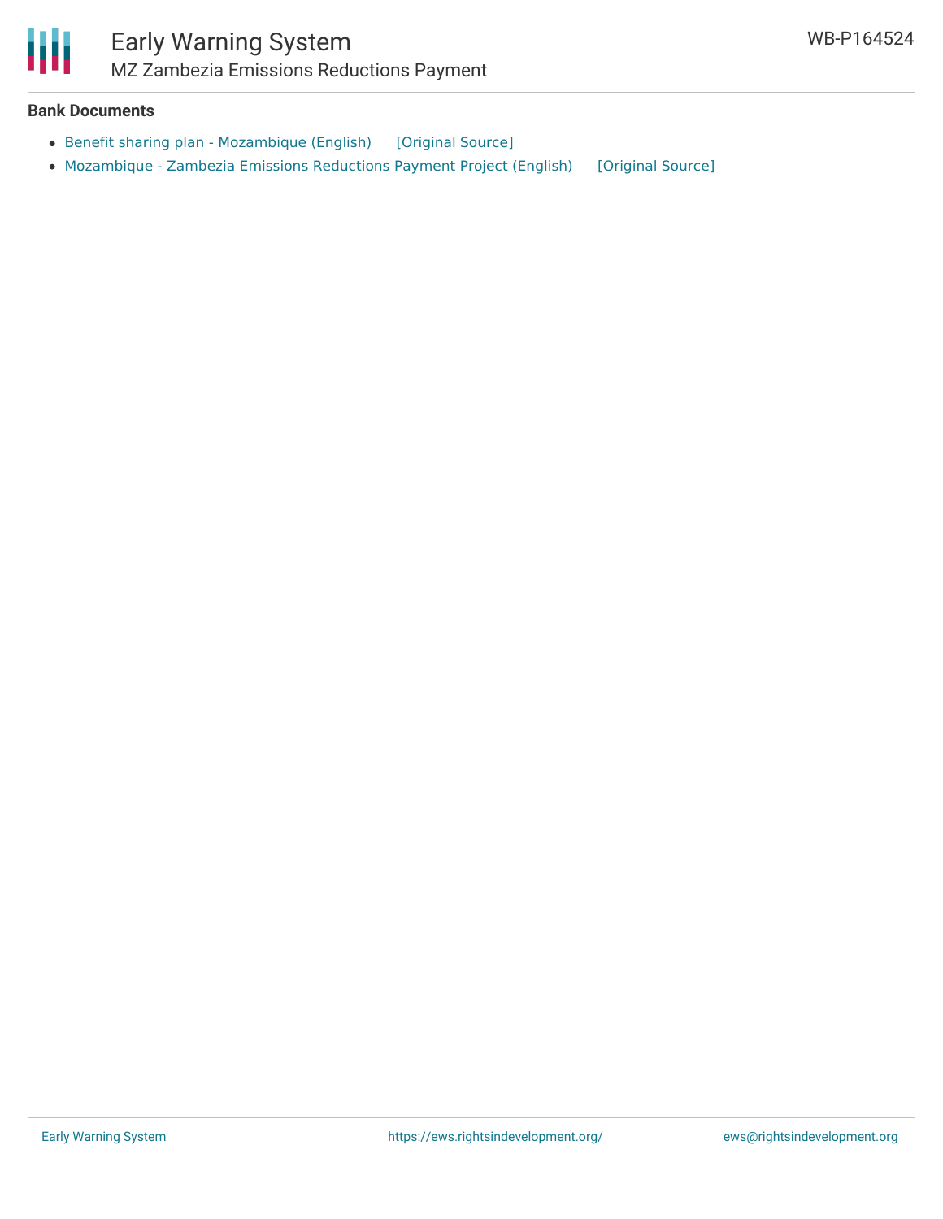### Bank Documents

- Benefit sharing plan - Mozambique (English) [Original Source]
- Mozambique - Zambezia Emissions Reductions Payment Project (English) [Original Source]